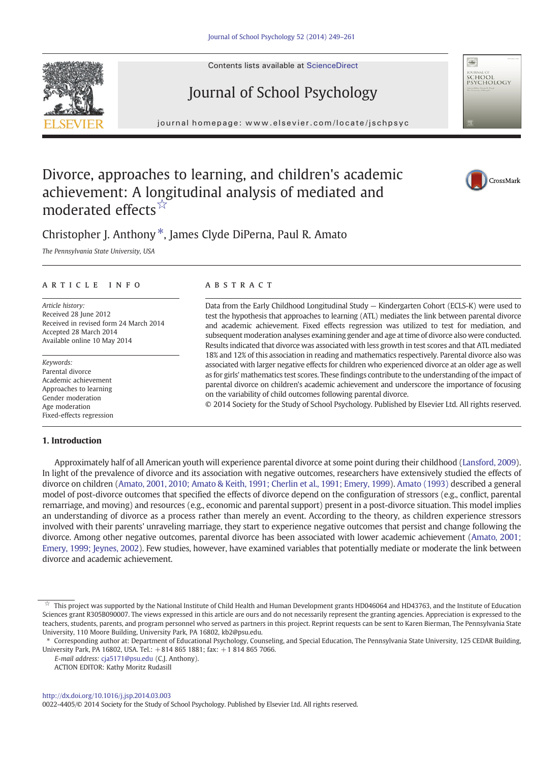# Divorce, approaches to learning, and children's academic achievement: A longitudinal analysis of mediated and moderated effects ☆

Christopher J. Anthony *, James Clyde DiPerna, Paul R. Amato

*The Pennsylvania State University, USA*

## ARTICLE INFO

*Article history:*
Received 28 June 2012
Received in revised form 24 March 2014
Accepted 28 March 2014
Available online 10 May 2014

*Keywords:*
Parental divorce
Academic achievement
Approaches to learning
Gender moderation
Age moderation
Fixed-effects regression

## ABSTRACT

Data from the Early Childhood Longitudinal Study — Kindergarten Cohort (ECLS-K) were used to test the hypothesis that approaches to learning (ATL) mediates the link between parental divorce and academic achievement. Fixed effects regression was utilized to test for mediation, and subsequent moderation analyses examining gender and age at time of divorce also were conducted. Results indicated that divorce was associated with less growth in test scores and that ATL mediated 18% and 12% of this association in reading and mathematics respectively. Parental divorce also was associated with larger negative effects for children who experienced divorce at an older age as well as for girls' mathematics test scores. These findings contribute to the understanding of the impact of parental divorce on children's academic achievement and underscore the importance of focusing on the variability of child outcomes following parental divorce.

© 2014 Society for the Study of School Psychology. Published by Elsevier Ltd. All rights reserved.

## 1. Introduction

Approximately half of all American youth will experience parental divorce at some point during their childhood (Lansford, 2009). In light of the prevalence of divorce and its association with negative outcomes, researchers have extensively studied the effects of divorce on children (Amato, 2001, 2010; Amato & Keith, 1991; Cherlin et al., 1991; Emery, 1999). Amato (1993) described a general model of post-divorce outcomes that specified the effects of divorce depend on the configuration of stressors (e.g., conflict, parental remarriage, and moving) and resources (e.g., economic and parental support) present in a post-divorce situation. This model implies an understanding of divorce as a process rather than merely an event. According to the theory, as children experience stressors involved with their parents' unraveling marriage, they start to experience negative outcomes that persist and change following the divorce. Among other negative outcomes, parental divorce has been associated with lower academic achievement (Amato, 2001; Emery, 1999; Jeynes, 2002). Few studies, however, have examined variables that potentially mediate or moderate the link between divorce and academic achievement.

---

☆ This project was supported by the National Institute of Child Health and Human Development grants HD046064 and HD43763, and the Institute of Education Sciences grant R305B090007. The views expressed in this article are ours and do not necessarily represent the granting agencies. Appreciation is expressed to the teachers, students, parents, and program personnel who served as partners in this project. Reprint requests can be sent to Karen Bierman, The Pennsylvania State University, 110 Moore Building, University Park, PA 16802, kb2@psu.edu.

\* Corresponding author at: Department of Educational Psychology, Counseling, and Special Education, The Pennsylvania State University, 125 CEDAR Building, University Park, PA 16802, USA. Tel.: +814 865 1881; fax: +1 814 865 7066.

*E-mail address:* cja5171@psu.edu (C.J. Anthony).

ACTION EDITOR: Kathy Moritz Rudasill

http://dx.doi.org/10.1016/j.jsp.2014.03.003
0022-4405/© 2014 Society for the Study of School Psychology. Published by Elsevier Ltd. All rights reserved.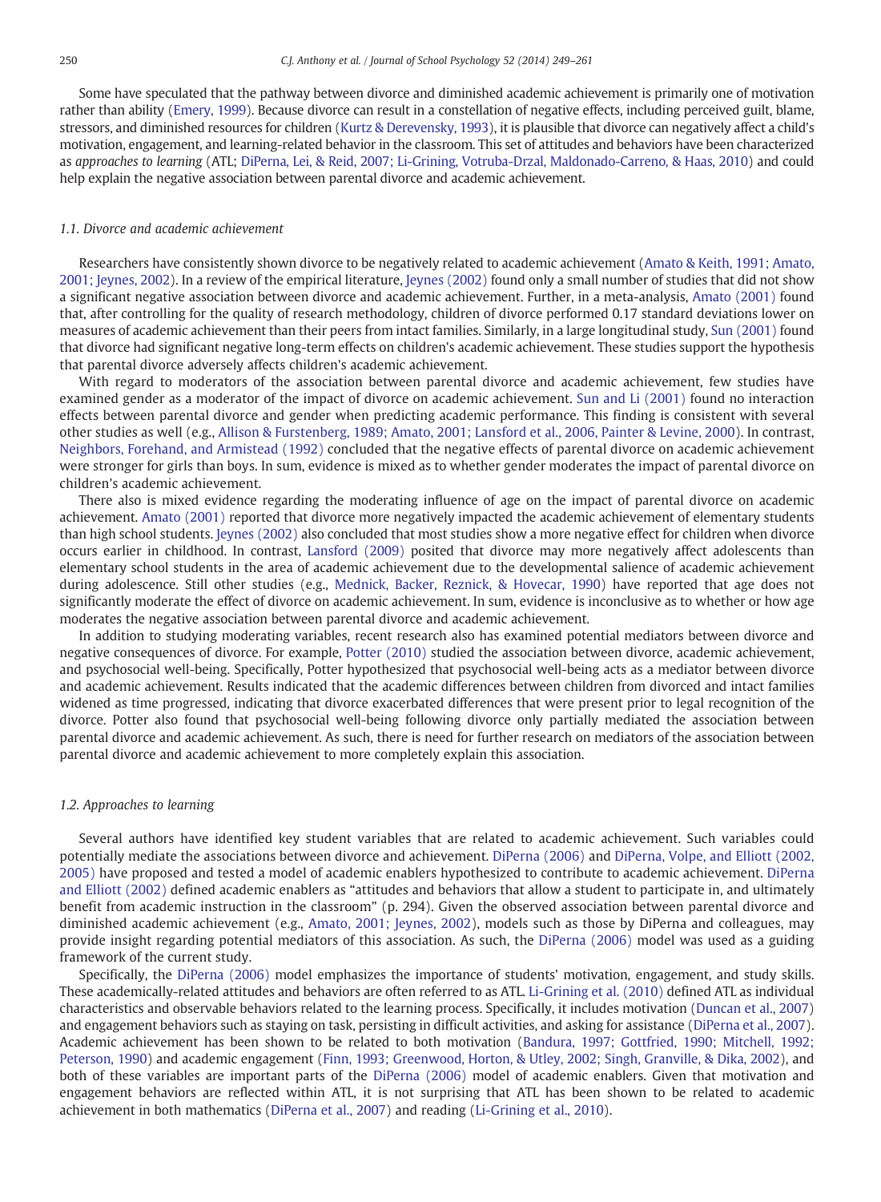Some have speculated that the pathway between divorce and diminished academic achievement is primarily one of motivation rather than ability (Emery, 1999). Because divorce can result in a constellation of negative effects, including perceived guilt, blame, stressors, and diminished resources for children (Kurtz & Derevensky, 1993), it is plausible that divorce can negatively affect a child's motivation, engagement, and learning-related behavior in the classroom. This set of attitudes and behaviors have been characterized as *approaches to learning* (ATL; DiPerna, Lei, & Reid, 2007; Li-Grining, Votruba-Drzal, Maldonado-Carreno, & Haas, 2010) and could help explain the negative association between parental divorce and academic achievement.

### *1.1. Divorce and academic achievement*

Researchers have consistently shown divorce to be negatively related to academic achievement (Amato & Keith, 1991; Amato, 2001; Jeynes, 2002). In a review of the empirical literature, Jeynes (2002) found only a small number of studies that did not show a significant negative association between divorce and academic achievement. Further, in a meta-analysis, Amato (2001) found that, after controlling for the quality of research methodology, children of divorce performed 0.17 standard deviations lower on measures of academic achievement than their peers from intact families. Similarly, in a large longitudinal study, Sun (2001) found that divorce had significant negative long-term effects on children's academic achievement. These studies support the hypothesis that parental divorce adversely affects children's academic achievement.

With regard to moderators of the association between parental divorce and academic achievement, few studies have examined gender as a moderator of the impact of divorce on academic achievement. Sun and Li (2001) found no interaction effects between parental divorce and gender when predicting academic performance. This finding is consistent with several other studies as well (e.g., Allison & Furstenberg, 1989; Amato, 2001; Lansford et al., 2006, Painter & Levine, 2000). In contrast, Neighbors, Forehand, and Armistead (1992) concluded that the negative effects of parental divorce on academic achievement were stronger for girls than boys. In sum, evidence is mixed as to whether gender moderates the impact of parental divorce on children's academic achievement.

There also is mixed evidence regarding the moderating influence of age on the impact of parental divorce on academic achievement. Amato (2001) reported that divorce more negatively impacted the academic achievement of elementary students than high school students. Jeynes (2002) also concluded that most studies show a more negative effect for children when divorce occurs earlier in childhood. In contrast, Lansford (2009) posited that divorce may more negatively affect adolescents than elementary school students in the area of academic achievement due to the developmental salience of academic achievement during adolescence. Still other studies (e.g., Mednick, Backer, Reznick, & Hovecar, 1990) have reported that age does not significantly moderate the effect of divorce on academic achievement. In sum, evidence is inconclusive as to whether or how age moderates the negative association between parental divorce and academic achievement.

In addition to studying moderating variables, recent research also has examined potential mediators between divorce and negative consequences of divorce. For example, Potter (2010) studied the association between divorce, academic achievement, and psychosocial well-being. Specifically, Potter hypothesized that psychosocial well-being acts as a mediator between divorce and academic achievement. Results indicated that the academic differences between children from divorced and intact families widened as time progressed, indicating that divorce exacerbated differences that were present prior to legal recognition of the divorce. Potter also found that psychosocial well-being following divorce only partially mediated the association between parental divorce and academic achievement. As such, there is need for further research on mediators of the association between parental divorce and academic achievement to more completely explain this association.

### *1.2. Approaches to learning*

Several authors have identified key student variables that are related to academic achievement. Such variables could potentially mediate the associations between divorce and achievement. DiPerna (2006) and DiPerna, Volpe, and Elliott (2002, 2005) have proposed and tested a model of academic enablers hypothesized to contribute to academic achievement. DiPerna and Elliott (2002) defined academic enablers as "attitudes and behaviors that allow a student to participate in, and ultimately benefit from academic instruction in the classroom" (p. 294). Given the observed association between parental divorce and diminished academic achievement (e.g., Amato, 2001; Jeynes, 2002), models such as those by DiPerna and colleagues, may provide insight regarding potential mediators of this association. As such, the DiPerna (2006) model was used as a guiding framework of the current study.

Specifically, the DiPerna (2006) model emphasizes the importance of students' motivation, engagement, and study skills. These academically-related attitudes and behaviors are often referred to as ATL. Li-Grining et al. (2010) defined ATL as individual characteristics and observable behaviors related to the learning process. Specifically, it includes motivation (Duncan et al., 2007) and engagement behaviors such as staying on task, persisting in difficult activities, and asking for assistance (DiPerna et al., 2007). Academic achievement has been shown to be related to both motivation (Bandura, 1997; Gottfried, 1990; Mitchell, 1992; Peterson, 1990) and academic engagement (Finn, 1993; Greenwood, Horton, & Utley, 2002; Singh, Granville, & Dika, 2002), and both of these variables are important parts of the DiPerna (2006) model of academic enablers. Given that motivation and engagement behaviors are reflected within ATL, it is not surprising that ATL has been shown to be related to academic achievement in both mathematics (DiPerna et al., 2007) and reading (Li-Grining et al., 2010).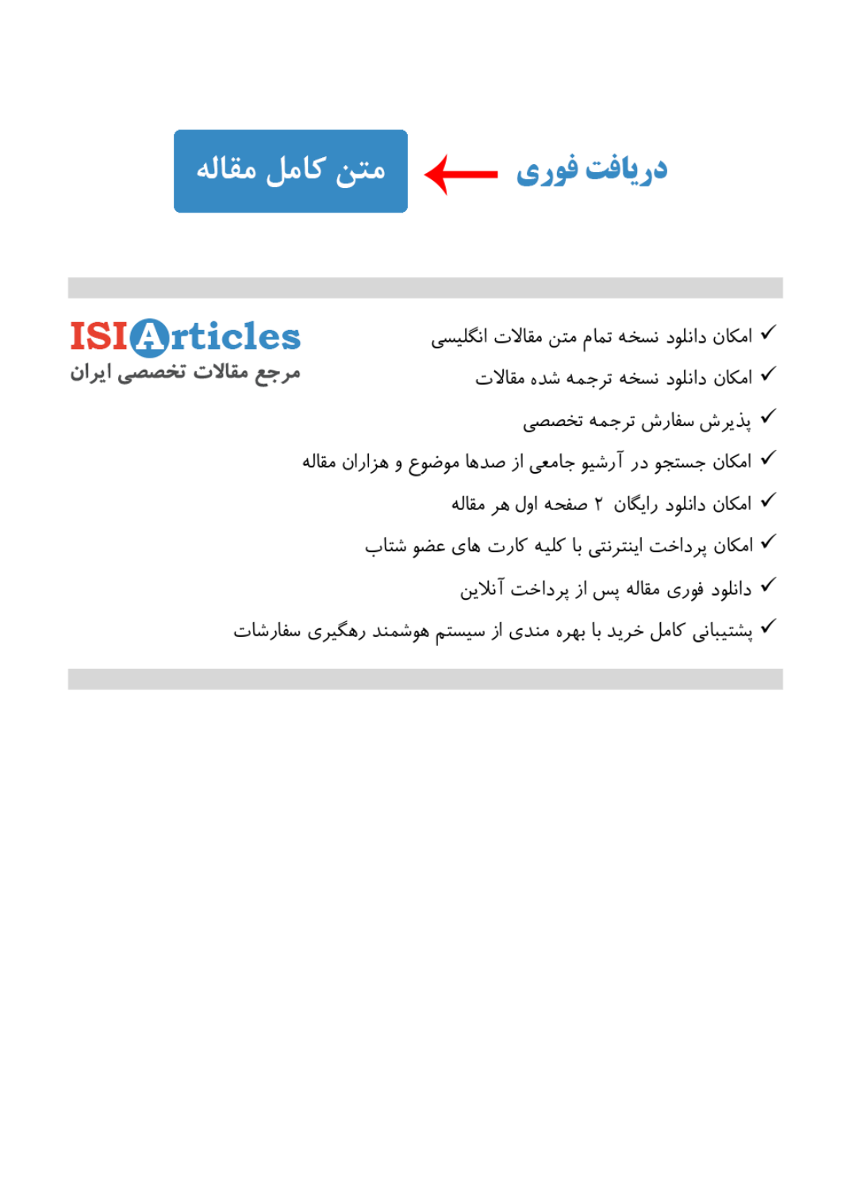دریافت فوری ← **متن کامل مقاله**

**ISIArticles**
مرجع مقالات تخصصی ایران

- ✓ امکان دانلود نسخه تمام متن مقالات انگلیسی
- ✓ امکان دانلود نسخه ترجمه شده مقالات
- ✓ پذیرش سفارش ترجمه تخصصی
- ✓ امکان جستجو در آرشیو جامعی از صدها موضوع و هزاران مقاله
- ✓ امکان دانلود رایگان ۲ صفحه اول هر مقاله
- ✓ امکان پرداخت اینترنتی با کلیه کارت های عضو شتاب
- ✓ دانلود فوری مقاله پس از پرداخت آنلاین
- ✓ پشتیبانی کامل خرید با بهره مندی از سیستم هوشمند رهگیری سفارشات